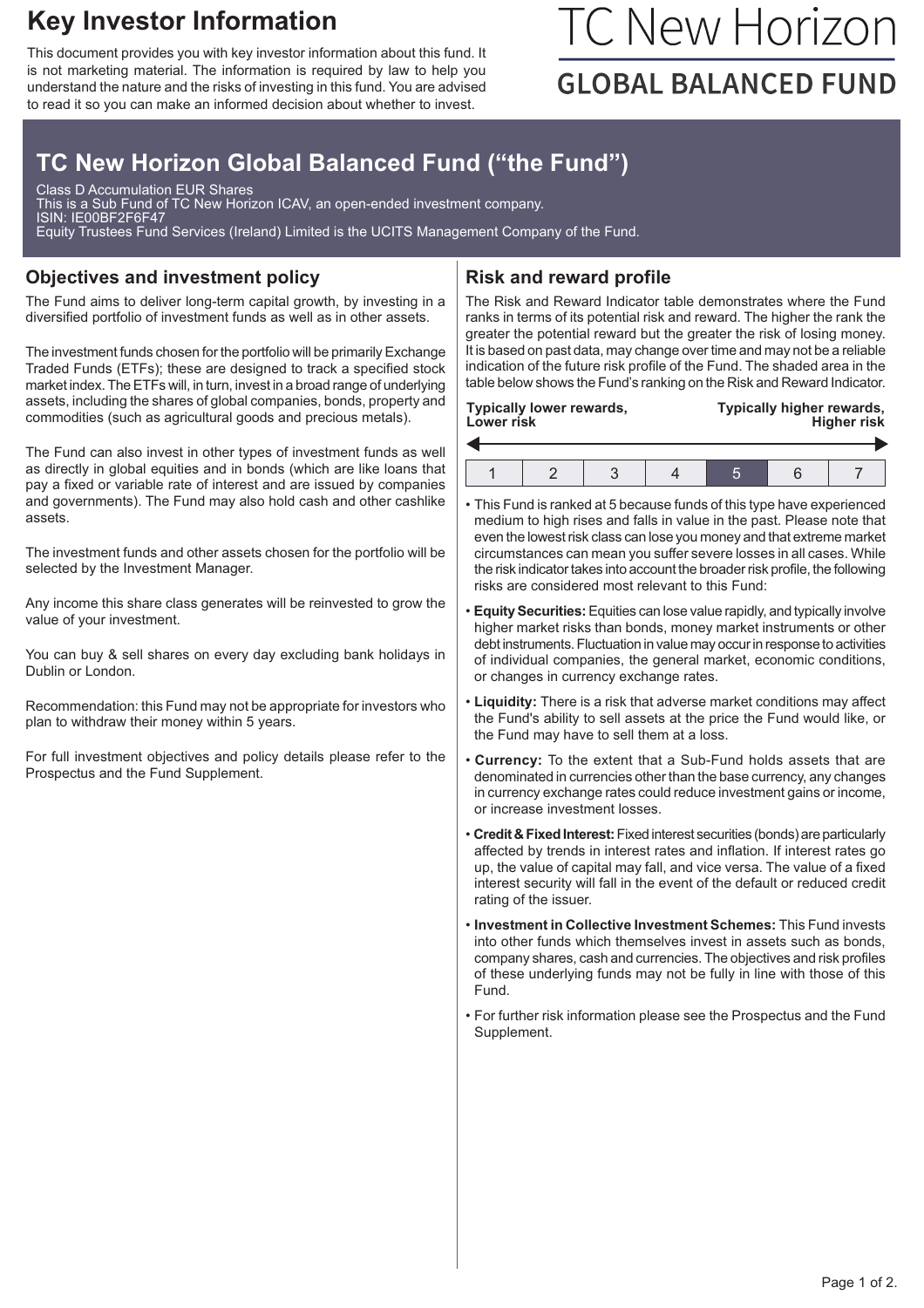# Key Investor Information

This document provides you with key investor information about this fund. It is not marketing material. The information is required by law to help you understand the nature and the risks of investing in this fund. You are advised to read it so you can make an informed decision about whether to invest.

TC New Horizon

GLOBAL BALANCED FUND

## TC New Horizon Global Balanced Fund ("the Fund")

Class D Accumulation EUR Shares
This is a Sub Fund of TC New Horizon ICAV, an open-ended investment company.
ISIN: IE00BF2F6F47
Equity Trustees Fund Services (Ireland) Limited is the UCITS Management Company of the Fund.

### Objectives and investment policy

The Fund aims to deliver long-term capital growth, by investing in a diversified portfolio of investment funds as well as in other assets.

The investment funds chosen for the portfolio will be primarily Exchange Traded Funds (ETFs); these are designed to track a specified stock market index. The ETFs will, in turn, invest in a broad range of underlying assets, including the shares of global companies, bonds, property and commodities (such as agricultural goods and precious metals).

The Fund can also invest in other types of investment funds as well as directly in global equities and in bonds (which are like loans that pay a fixed or variable rate of interest and are issued by companies and governments). The Fund may also hold cash and other cashlike assets.

The investment funds and other assets chosen for the portfolio will be selected by the Investment Manager.

Any income this share class generates will be reinvested to grow the value of your investment.

You can buy & sell shares on every day excluding bank holidays in Dublin or London.

Recommendation: this Fund may not be appropriate for investors who plan to withdraw their money within 5 years.

For full investment objectives and policy details please refer to the Prospectus and the Fund Supplement.

### Risk and reward profile

The Risk and Reward Indicator table demonstrates where the Fund ranks in terms of its potential risk and reward. The higher the rank the greater the potential reward but the greater the risk of losing money. It is based on past data, may change over time and may not be a reliable indication of the future risk profile of the Fund. The shaded area in the table below shows the Fund's ranking on the Risk and Reward Indicator.

**Typically lower rewards, Lower risk** — **Typically higher rewards, Higher risk**

| 1 | 2 | 3 | 4 | **5** | 6 | 7 |
|---|---|---|---|---|---|---|

- This Fund is ranked at 5 because funds of this type have experienced medium to high rises and falls in value in the past. Please note that even the lowest risk class can lose you money and that extreme market circumstances can mean you suffer severe losses in all cases. While the risk indicator takes into account the broader risk profile, the following risks are considered most relevant to this Fund:
- **Equity Securities:** Equities can lose value rapidly, and typically involve higher market risks than bonds, money market instruments or other debt instruments. Fluctuation in value may occur in response to activities of individual companies, the general market, economic conditions, or changes in currency exchange rates.
- **Liquidity:** There is a risk that adverse market conditions may affect the Fund's ability to sell assets at the price the Fund would like, or the Fund may have to sell them at a loss.
- **Currency:** To the extent that a Sub-Fund holds assets that are denominated in currencies other than the base currency, any changes in currency exchange rates could reduce investment gains or income, or increase investment losses.
- **Credit & Fixed Interest:** Fixed interest securities (bonds) are particularly affected by trends in interest rates and inflation. If interest rates go up, the value of capital may fall, and vice versa. The value of a fixed interest security will fall in the event of the default or reduced credit rating of the issuer.
- **Investment in Collective Investment Schemes:** This Fund invests into other funds which themselves invest in assets such as bonds, company shares, cash and currencies. The objectives and risk profiles of these underlying funds may not be fully in line with those of this Fund.
- For further risk information please see the Prospectus and the Fund Supplement.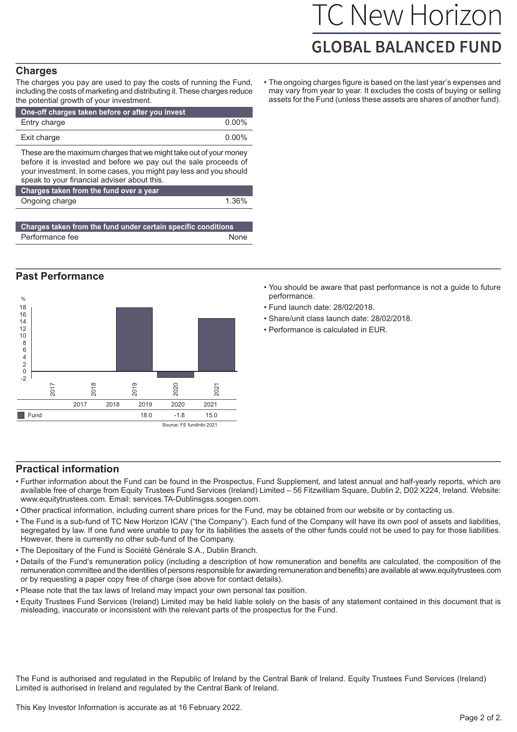# TC New Horizon

## GLOBAL BALANCED FUND

## Charges

The charges you pay are used to pay the costs of running the Fund, including the costs of marketing and distributing it. These charges reduce the potential growth of your investment.

| One-off charges taken before or after you invest | |
|---|---|
| Entry charge | 0.00% |
| Exit charge | 0.00% |

These are the maximum charges that we might take out of your money before it is invested and before we pay out the sale proceeds of your investment. In some cases, you might pay less and you should speak to your financial adviser about this.

| Charges taken from the fund over a year | |
|---|---|
| Ongoing charge | 1.36% |

| Charges taken from the fund under certain specific conditions | |
|---|---|
| Performance fee | None |

- The ongoing charges figure is based on the last year's expenses and may vary from year to year. It excludes the costs of buying or selling assets for the Fund (unless these assets are shares of another fund).

## Past Performance

%
18
16
14
12
10
8
6
4
2
0
-2

2017 2018 2019 2020 2021

| | 2017 | 2018 | 2019 | 2020 | 2021 |
|---|---|---|---|---|---|
| Fund | | | 18.0 | -1.8 | 15.0 |

Source: FE fundinfo 2021

- You should be aware that past performance is not a guide to future performance.
- Fund launch date: 28/02/2018.
- Share/unit class launch date: 28/02/2018.
- Performance is calculated in EUR.

## Practical information

- Further information about the Fund can be found in the Prospectus, Fund Supplement, and latest annual and half-yearly reports, which are available free of charge from Equity Trustees Fund Services (Ireland) Limited – 56 Fitzwilliam Square, Dublin 2, D02 X224, Ireland. Website: www.equitytrustees.com. Email: services.TA-Dublinsgss.socgen.com.
- Other practical information, including current share prices for the Fund, may be obtained from our website or by contacting us.
- The Fund is a sub-fund of TC New Horizon ICAV ("the Company"). Each fund of the Company will have its own pool of assets and liabilities, segregated by law. If one fund were unable to pay for its liabilities the assets of the other funds could not be used to pay for those liabilities. However, there is currently no other sub-fund of the Company.
- The Depositary of the Fund is Société Générale S.A., Dublin Branch.
- Details of the Fund's remuneration policy (including a description of how remuneration and benefits are calculated, the composition of the remuneration committee and the identities of persons responsible for awarding remuneration and benefits) are available at www.equitytrustees.com or by requesting a paper copy free of charge (see above for contact details).
- Please note that the tax laws of Ireland may impact your own personal tax position.
- Equity Trustees Fund Services (Ireland) Limited may be held liable solely on the basis of any statement contained in this document that is misleading, inaccurate or inconsistent with the relevant parts of the prospectus for the Fund.

The Fund is authorised and regulated in the Republic of Ireland by the Central Bank of Ireland. Equity Trustees Fund Services (Ireland) Limited is authorised in Ireland and regulated by the Central Bank of Ireland.

This Key Investor Information is accurate as at 16 February 2022.